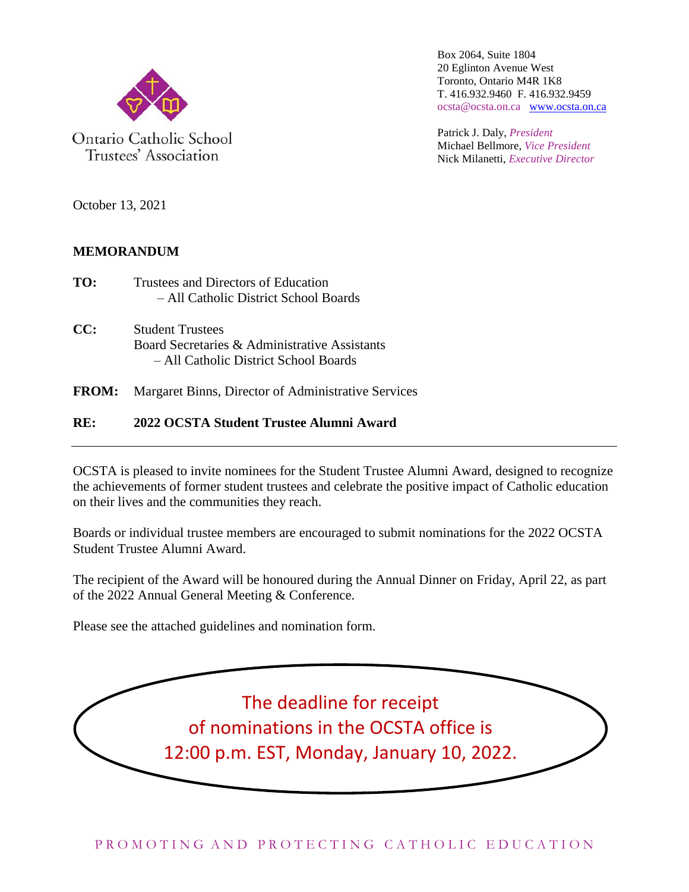Ontario Catholic School Trustees' Association

Box 2064, Suite 1804
20 Eglinton Avenue West
Toronto, Ontario M4R 1K8
T. 416.932.9460 F. 416.932.9459
ocsta@ocsta.on.ca www.ocsta.on.ca

Patrick J. Daly, *President*
Michael Bellmore, *Vice President*
Nick Milanetti, *Executive Director*

October 13, 2021

**MEMORANDUM**

**TO:** Trustees and Directors of Education
– All Catholic District School Boards

**CC:** Student Trustees
Board Secretaries & Administrative Assistants
– All Catholic District School Boards

**FROM:** Margaret Binns, Director of Administrative Services

**RE:** **2022 OCSTA Student Trustee Alumni Award**

---

OCSTA is pleased to invite nominees for the Student Trustee Alumni Award, designed to recognize the achievements of former student trustees and celebrate the positive impact of Catholic education on their lives and the communities they reach.

Boards or individual trustee members are encouraged to submit nominations for the 2022 OCSTA Student Trustee Alumni Award.

The recipient of the Award will be honoured during the Annual Dinner on Friday, April 22, as part of the 2022 Annual General Meeting & Conference.

Please see the attached guidelines and nomination form.

The deadline for receipt of nominations in the OCSTA office is 12:00 p.m. EST, Monday, January 10, 2022.

PROMOTING AND PROTECTING CATHOLIC EDUCATION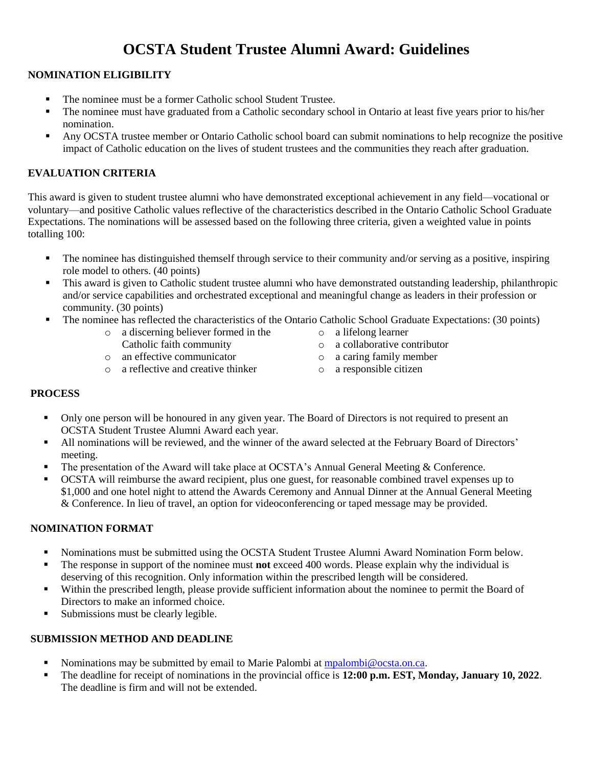# OCSTA Student Trustee Alumni Award: Guidelines

## NOMINATION ELIGIBILITY

- The nominee must be a former Catholic school Student Trustee.
- The nominee must have graduated from a Catholic secondary school in Ontario at least five years prior to his/her nomination.
- Any OCSTA trustee member or Ontario Catholic school board can submit nominations to help recognize the positive impact of Catholic education on the lives of student trustees and the communities they reach after graduation.

## EVALUATION CRITERIA

This award is given to student trustee alumni who have demonstrated exceptional achievement in any field—vocational or voluntary—and positive Catholic values reflective of the characteristics described in the Ontario Catholic School Graduate Expectations. The nominations will be assessed based on the following three criteria, given a weighted value in points totalling 100:

- The nominee has distinguished themself through service to their community and/or serving as a positive, inspiring role model to others. (40 points)
- This award is given to Catholic student trustee alumni who have demonstrated outstanding leadership, philanthropic and/or service capabilities and orchestrated exceptional and meaningful change as leaders in their profession or community. (30 points)
- The nominee has reflected the characteristics of the Ontario Catholic School Graduate Expectations: (30 points)
    - a discerning believer formed in the Catholic faith community
    - an effective communicator
    - a reflective and creative thinker
    - a lifelong learner
    - a collaborative contributor
    - a caring family member
    - a responsible citizen

## PROCESS

- Only one person will be honoured in any given year. The Board of Directors is not required to present an OCSTA Student Trustee Alumni Award each year.
- All nominations will be reviewed, and the winner of the award selected at the February Board of Directors' meeting.
- The presentation of the Award will take place at OCSTA's Annual General Meeting & Conference.
- OCSTA will reimburse the award recipient, plus one guest, for reasonable combined travel expenses up to $1,000 and one hotel night to attend the Awards Ceremony and Annual Dinner at the Annual General Meeting & Conference. In lieu of travel, an option for videoconferencing or taped message may be provided.

## NOMINATION FORMAT

- Nominations must be submitted using the OCSTA Student Trustee Alumni Award Nomination Form below.
- The response in support of the nominee must **not** exceed 400 words. Please explain why the individual is deserving of this recognition. Only information within the prescribed length will be considered.
- Within the prescribed length, please provide sufficient information about the nominee to permit the Board of Directors to make an informed choice.
- Submissions must be clearly legible.

## SUBMISSION METHOD AND DEADLINE

- Nominations may be submitted by email to Marie Palombi at [mpalombi@ocsta.on.ca](mailto:mpalombi@ocsta.on.ca).
- The deadline for receipt of nominations in the provincial office is **12:00 p.m. EST, Monday, January 10, 2022**. The deadline is firm and will not be extended.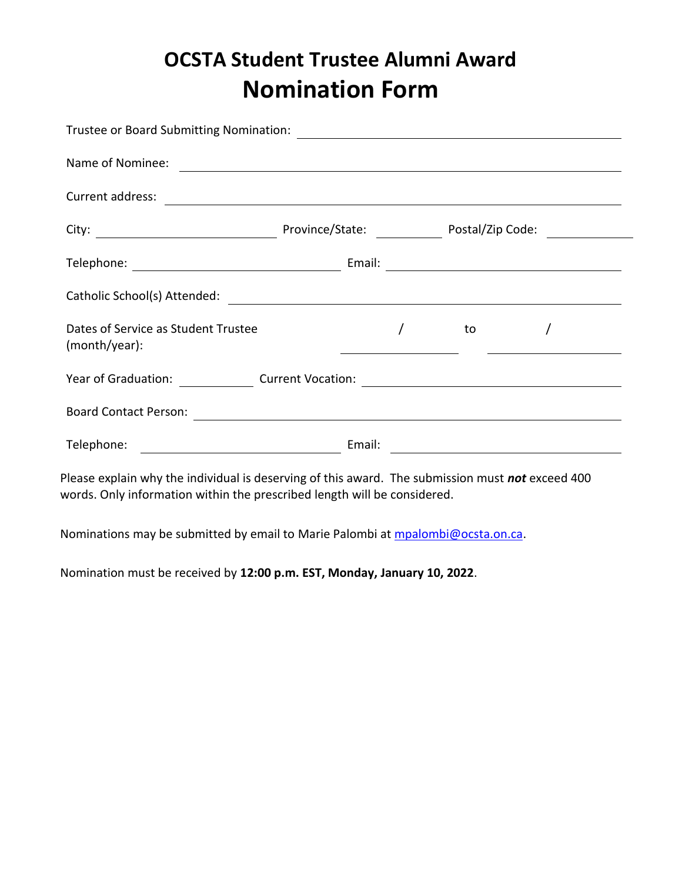# OCSTA Student Trustee Alumni Award
# Nomination Form

Trustee or Board Submitting Nomination: ______________________________

Name of Nominee: ______________________________

Current address: ______________________________

City: ______________ Province/State: ________ Postal/Zip Code: ________

Telephone: ______________ Email: ______________

Catholic School(s) Attended: ______________________________

Dates of Service as Student Trustee (month/year): ______ / ______ to ______ / ______

Year of Graduation: ________ Current Vocation: ______________________________

Board Contact Person: ______________________________

Telephone: ______________ Email: ______________

Please explain why the individual is deserving of this award. The submission must ***not*** exceed 400 words. Only information within the prescribed length will be considered.

Nominations may be submitted by email to Marie Palombi at mpalombi@ocsta.on.ca.

Nomination must be received by **12:00 p.m. EST, Monday, January 10, 2022**.